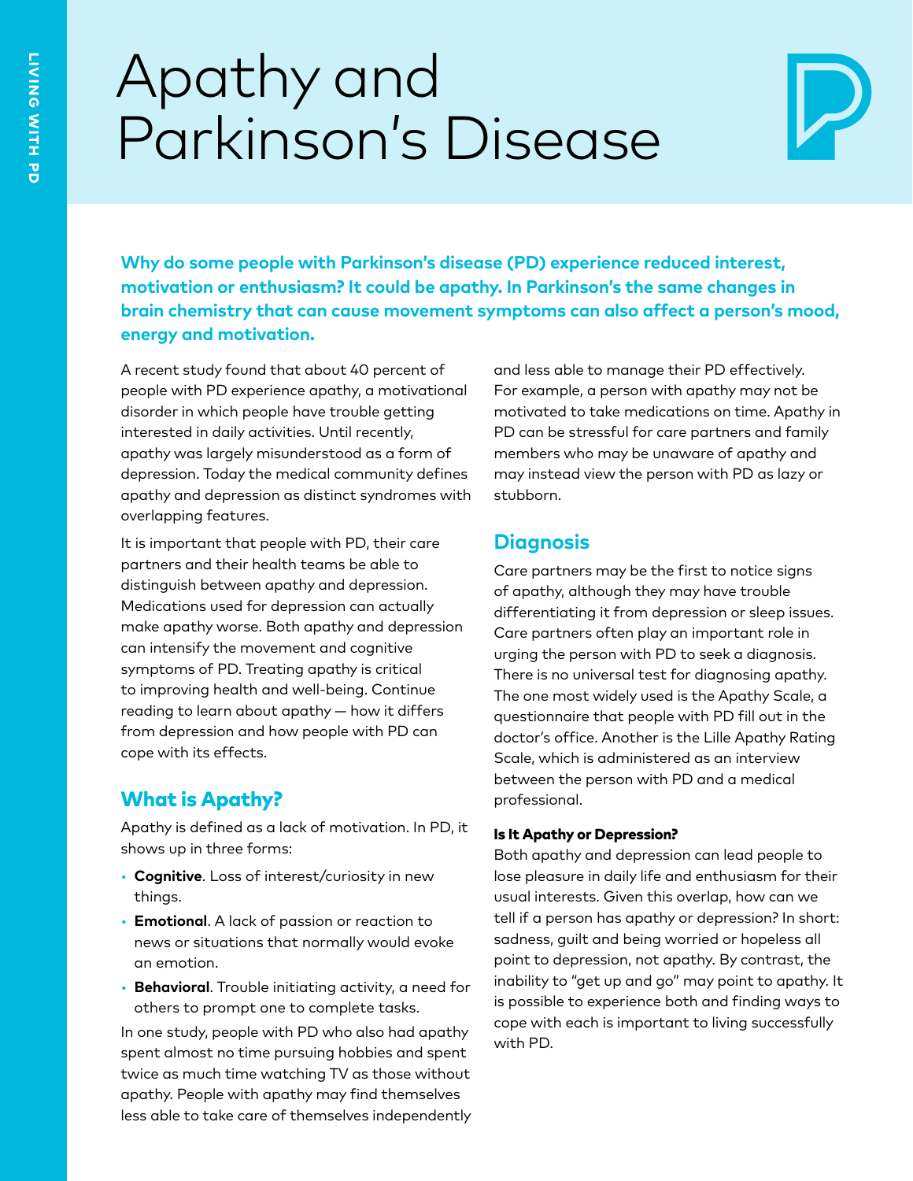# Apathy and Parkinson's Disease

**Why do some people with Parkinson's disease (PD) experience reduced interest, motivation or enthusiasm? It could be apathy. In Parkinson's the same changes in brain chemistry that can cause movement symptoms can also affect a person's mood, energy and motivation.**

A recent study found that about 40 percent of people with PD experience apathy, a motivational disorder in which people have trouble getting interested in daily activities. Until recently, apathy was largely misunderstood as a form of depression. Today the medical community defines apathy and depression as distinct syndromes with overlapping features.

It is important that people with PD, their care partners and their health teams be able to distinguish between apathy and depression. Medications used for depression can actually make apathy worse. Both apathy and depression can intensify the movement and cognitive symptoms of PD. Treating apathy is critical to improving health and well-being. Continue reading to learn about apathy — how it differs from depression and how people with PD can cope with its effects.

## What is Apathy?

Apathy is defined as a lack of motivation. In PD, it shows up in three forms:

- **Cognitive**. Loss of interest/curiosity in new things.
- **Emotional**. A lack of passion or reaction to news or situations that normally would evoke an emotion.
- **Behavioral**. Trouble initiating activity, a need for others to prompt one to complete tasks.

In one study, people with PD who also had apathy spent almost no time pursuing hobbies and spent twice as much time watching TV as those without apathy. People with apathy may find themselves less able to take care of themselves independently and less able to manage their PD effectively. For example, a person with apathy may not be motivated to take medications on time. Apathy in PD can be stressful for care partners and family members who may be unaware of apathy and may instead view the person with PD as lazy or stubborn.

## Diagnosis

Care partners may be the first to notice signs of apathy, although they may have trouble differentiating it from depression or sleep issues. Care partners often play an important role in urging the person with PD to seek a diagnosis. There is no universal test for diagnosing apathy. The one most widely used is the Apathy Scale, a questionnaire that people with PD fill out in the doctor's office. Another is the Lille Apathy Rating Scale, which is administered as an interview between the person with PD and a medical professional.

### Is It Apathy or Depression?

Both apathy and depression can lead people to lose pleasure in daily life and enthusiasm for their usual interests. Given this overlap, how can we tell if a person has apathy or depression? In short: sadness, guilt and being worried or hopeless all point to depression, not apathy. By contrast, the inability to "get up and go" may point to apathy. It is possible to experience both and finding ways to cope with each is important to living successfully with PD.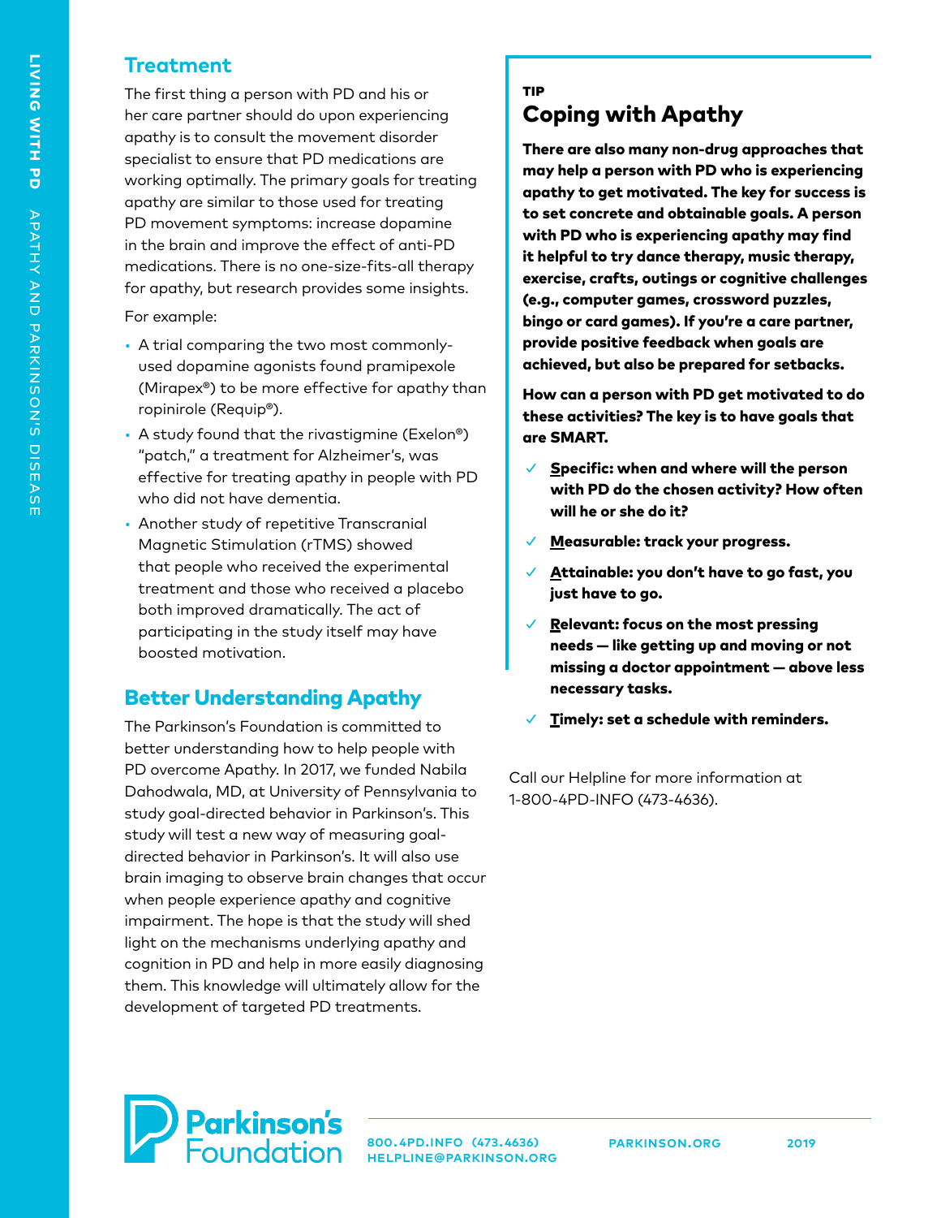## Treatment

The first thing a person with PD and his or her care partner should do upon experiencing apathy is to consult the movement disorder specialist to ensure that PD medications are working optimally. The primary goals for treating apathy are similar to those used for treating PD movement symptoms: increase dopamine in the brain and improve the effect of anti-PD medications. There is no one-size-fits-all therapy for apathy, but research provides some insights.

For example:

- A trial comparing the two most commonly-used dopamine agonists found pramipexole (Mirapex®) to be more effective for apathy than ropinirole (Requip®).
- A study found that the rivastigmine (Exelon®) "patch," a treatment for Alzheimer's, was effective for treating apathy in people with PD who did not have dementia.
- Another study of repetitive Transcranial Magnetic Stimulation (rTMS) showed that people who received the experimental treatment and those who received a placebo both improved dramatically. The act of participating in the study itself may have boosted motivation.

## Better Understanding Apathy

The Parkinson's Foundation is committed to better understanding how to help people with PD overcome Apathy. In 2017, we funded Nabila Dahodwala, MD, at University of Pennsylvania to study goal-directed behavior in Parkinson's. This study will test a new way of measuring goal-directed behavior in Parkinson's. It will also use brain imaging to observe brain changes that occur when people experience apathy and cognitive impairment. The hope is that the study will shed light on the mechanisms underlying apathy and cognition in PD and help in more easily diagnosing them. This knowledge will ultimately allow for the development of targeted PD treatments.

TIP

## Coping with Apathy

**There are also many non-drug approaches that may help a person with PD who is experiencing apathy to get motivated. The key for success is to set concrete and obtainable goals. A person with PD who is experiencing apathy may find it helpful to try dance therapy, music therapy, exercise, crafts, outings or cognitive challenges (e.g., computer games, crossword puzzles, bingo or card games). If you're a care partner, provide positive feedback when goals are achieved, but also be prepared for setbacks.**

**How can a person with PD get motivated to do these activities? The key is to have goals that are SMART.**

- ✓ **Specific: when and where will the person with PD do the chosen activity? How often will he or she do it?**
- ✓ **Measurable: track your progress.**
- ✓ **Attainable: you don't have to go fast, you just have to go.**
- ✓ **Relevant: focus on the most pressing needs — like getting up and moving or not missing a doctor appointment — above less necessary tasks.**
- ✓ **Timely: set a schedule with reminders.**

Call our Helpline for more information at 1-800-4PD-INFO (473-4636).

Parkinson's Foundation

800.4PD.INFO (473.4636)
HELPLINE@PARKINSON.ORG

PARKINSON.ORG

2019